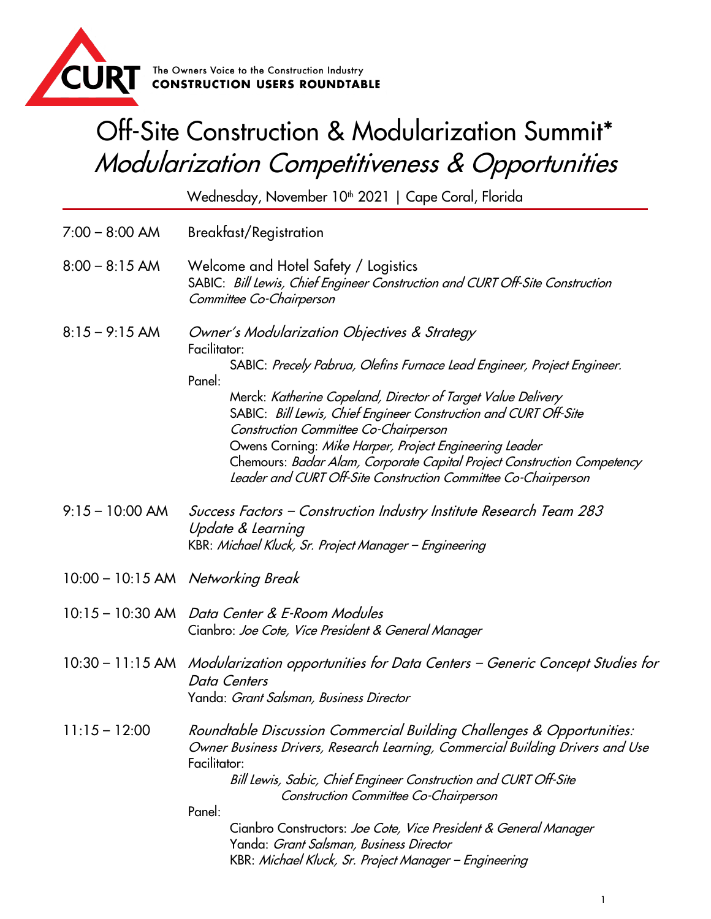CURT The Owners Voice to the Construction Industry
**CONSTRUCTION USERS ROUNDTABLE**

# Off-Site Construction & Modularization Summit*
## *Modularization Competitiveness & Opportunities*

Wednesday, November 10th 2021 | Cape Coral, Florida

---

**7:00 – 8:00 AM** Breakfast/Registration

**8:00 – 8:15 AM** Welcome and Hotel Safety / Logistics
SABIC: *Bill Lewis, Chief Engineer Construction and CURT Off-Site Construction Committee Co-Chairperson*

**8:15 – 9:15 AM** *Owner's Modularization Objectives & Strategy*
Facilitator:
- SABIC: *Precely Pabrua, Olefins Furnace Lead Engineer, Project Engineer.*

Panel:
- Merck: *Katherine Copeland, Director of Target Value Delivery*
- SABIC: *Bill Lewis, Chief Engineer Construction and CURT Off-Site Construction Committee Co-Chairperson*
- Owens Corning: *Mike Harper, Project Engineering Leader*
- Chemours: *Badar Alam, Corporate Capital Project Construction Competency Leader and CURT Off-Site Construction Committee Co-Chairperson*

**9:15 – 10:00 AM** *Success Factors – Construction Industry Institute Research Team 283 Update & Learning*
KBR: *Michael Kluck, Sr. Project Manager – Engineering*

**10:00 – 10:15 AM** *Networking Break*

**10:15 – 10:30 AM** *Data Center & E-Room Modules*
Cianbro: *Joe Cote, Vice President & General Manager*

**10:30 – 11:15 AM** *Modularization opportunities for Data Centers – Generic Concept Studies for Data Centers*
Yanda: *Grant Salsman, Business Director*

**11:15 – 12:00** *Roundtable Discussion Commercial Building Challenges & Opportunities: Owner Business Drivers, Research Learning, Commercial Building Drivers and Use*
Facilitator:
- *Bill Lewis, Sabic, Chief Engineer Construction and CURT Off-Site Construction Committee Co-Chairperson*

Panel:
- Cianbro Constructors: *Joe Cote, Vice President & General Manager*
- Yanda: *Grant Salsman, Business Director*
- KBR: *Michael Kluck, Sr. Project Manager – Engineering*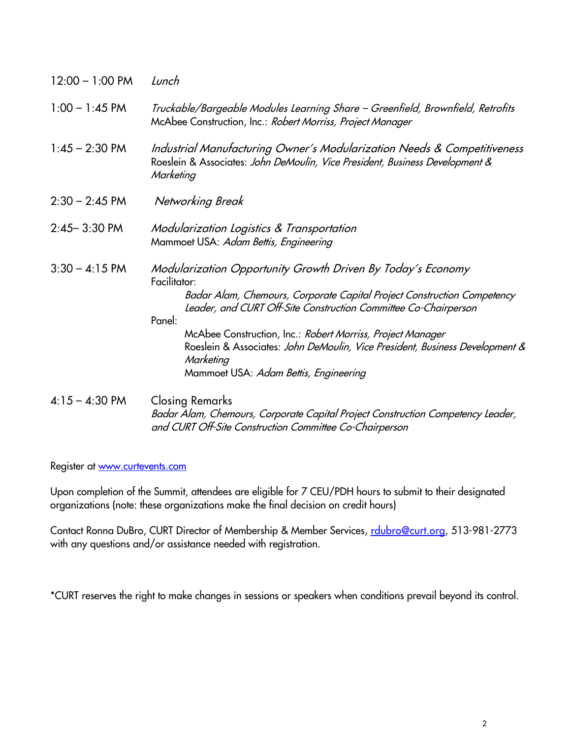| | |
|---|---|
| 12:00 – 1:00 PM | *Lunch* |
| 1:00 – 1:45 PM | *Truckable/Bargeable Modules Learning Share – Greenfield, Brownfield, Retrofits*<br>McAbee Construction, Inc.: *Robert Morriss, Project Manager* |
| 1:45 – 2:30 PM | *Industrial Manufacturing Owner's Modularization Needs & Competitiveness*<br>Roeslein & Associates: *John DeMoulin, Vice President, Business Development & Marketing* |
| 2:30 – 2:45 PM | *Networking Break* |
| 2:45– 3:30 PM | *Modularization Logistics & Transportation*<br>Mammoet USA: *Adam Bettis, Engineering* |
| 3:30 – 4:15 PM | *Modularization Opportunity Growth Driven By Today's Economy*<br>Facilitator:<br>*Badar Alam, Chemours, Corporate Capital Project Construction Competency Leader, and CURT Off-Site Construction Committee Co-Chairperson*<br>Panel:<br>McAbee Construction, Inc.: *Robert Morriss, Project Manager*<br>Roeslein & Associates: *John DeMoulin, Vice President, Business Development & Marketing*<br>Mammoet USA: *Adam Bettis, Engineering* |
| 4:15 – 4:30 PM | Closing Remarks<br>*Badar Alam, Chemours, Corporate Capital Project Construction Competency Leader, and CURT Off-Site Construction Committee Co-Chairperson* |

Register at www.curtevents.com

Upon completion of the Summit, attendees are eligible for 7 CEU/PDH hours to submit to their designated organizations (note: these organizations make the final decision on credit hours)

Contact Ronna DuBro, CURT Director of Membership & Member Services, rdubro@curt.org, 513-981-2773 with any questions and/or assistance needed with registration.

*CURT reserves the right to make changes in sessions or speakers when conditions prevail beyond its control.